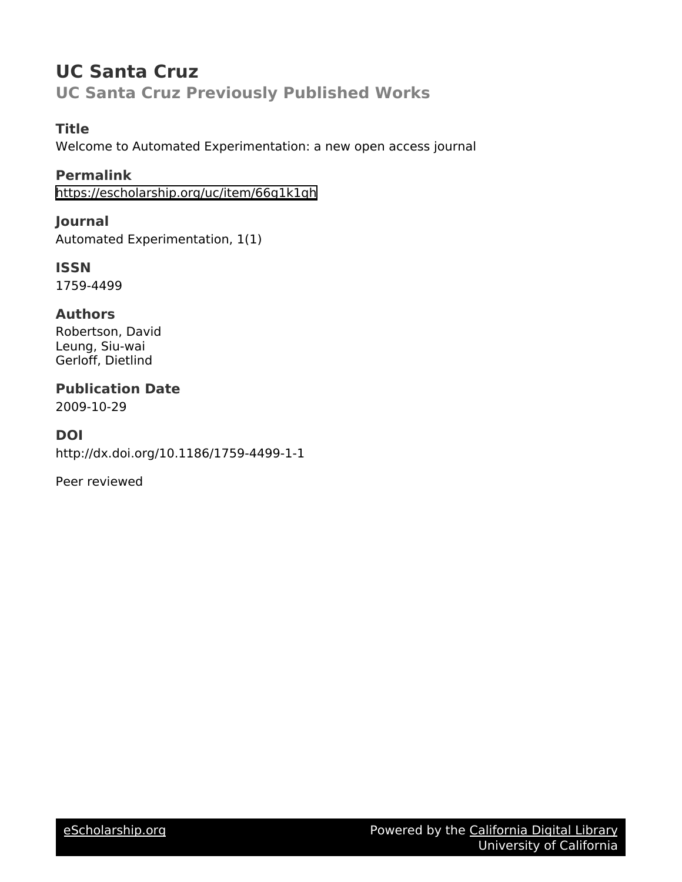# UC Santa Cruz

## UC Santa Cruz Previously Published Works

### Title

Welcome to Automated Experimentation: a new open access journal

### Permalink

https://escholarship.org/uc/item/66g1k1gh

### Journal

Automated Experimentation, 1(1)

### ISSN

1759-4499

### Authors

Robertson, David
Leung, Siu-wai
Gerloff, Dietlind

### Publication Date

2009-10-29

### DOI

http://dx.doi.org/10.1186/1759-4499-1-1

Peer reviewed

eScholarship.org — Powered by the California Digital Library, University of California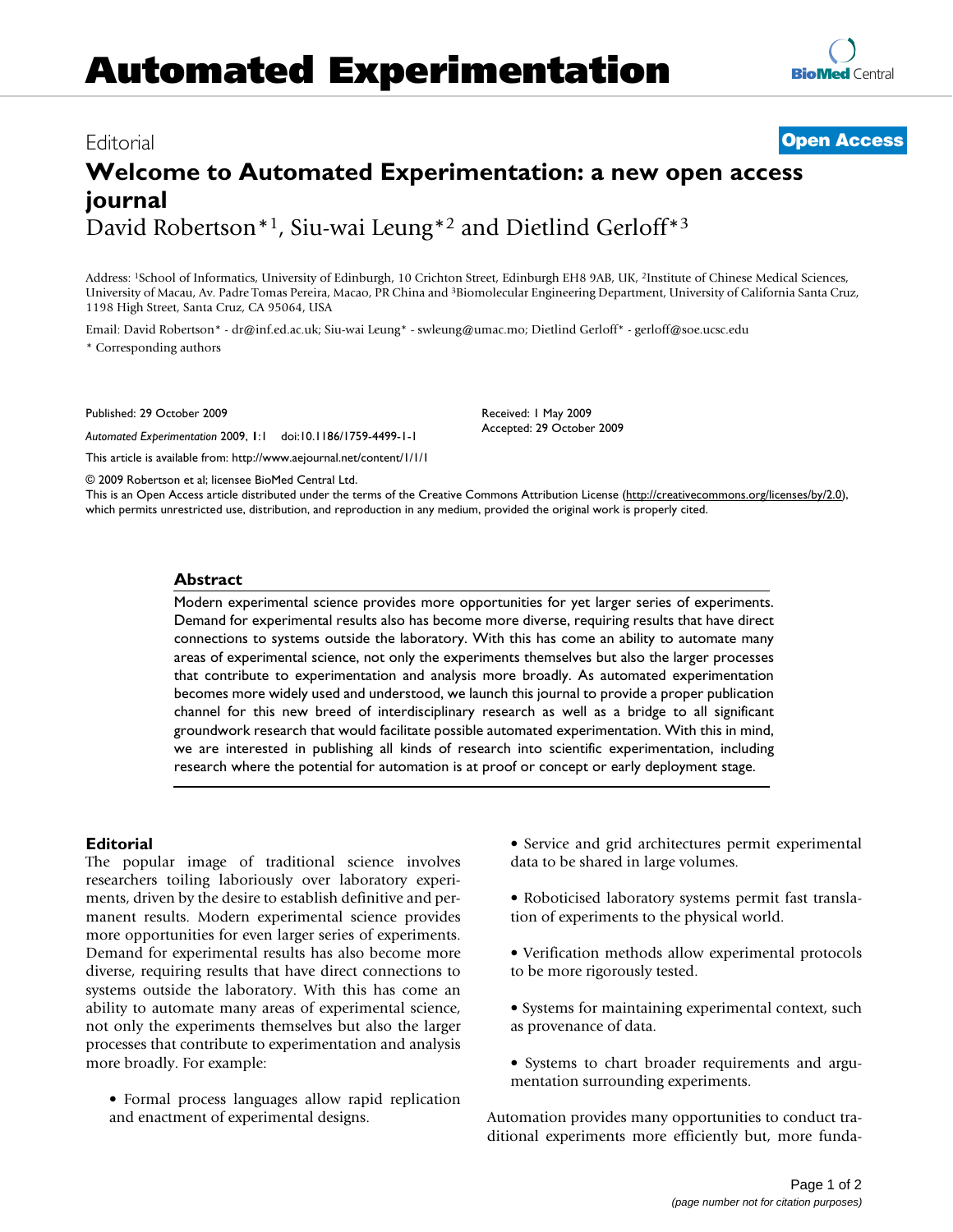# Automated Experimentation

Editorial

**Open Access**

# Welcome to Automated Experimentation: a new open access journal

David Robertson*[1], Siu-wai Leung*[2] and Dietlind Gerloff*[3]

Address: [1]School of Informatics, University of Edinburgh, 10 Crichton Street, Edinburgh EH8 9AB, UK, [2]Institute of Chinese Medical Sciences, University of Macau, Av. Padre Tomas Pereira, Macao, PR China and [3]Biomolecular Engineering Department, University of California Santa Cruz, 1198 High Street, Santa Cruz, CA 95064, USA

Email: David Robertson* - dr@inf.ed.ac.uk; Siu-wai Leung* - swleung@umac.mo; Dietlind Gerloff* - gerloff@soe.ucsc.edu

\* Corresponding authors

Published: 29 October 2009

*Automated Experimentation* 2009, **1**:1 doi:10.1186/1759-4499-1-1

Received: 1 May 2009
Accepted: 29 October 2009

This article is available from: http://www.aejournal.net/content/1/1/1

© 2009 Robertson et al; licensee BioMed Central Ltd.
This is an Open Access article distributed under the terms of the Creative Commons Attribution License (http://creativecommons.org/licenses/by/2.0), which permits unrestricted use, distribution, and reproduction in any medium, provided the original work is properly cited.

## Abstract

Modern experimental science provides more opportunities for yet larger series of experiments. Demand for experimental results also has become more diverse, requiring results that have direct connections to systems outside the laboratory. With this has come an ability to automate many areas of experimental science, not only the experiments themselves but also the larger processes that contribute to experimentation and analysis more broadly. As automated experimentation becomes more widely used and understood, we launch this journal to provide a proper publication channel for this new breed of interdisciplinary research as well as a bridge to all significant groundwork research that would facilitate possible automated experimentation. With this in mind, we are interested in publishing all kinds of research into scientific experimentation, including research where the potential for automation is at proof or concept or early deployment stage.

## Editorial

The popular image of traditional science involves researchers toiling laboriously over laboratory experiments, driven by the desire to establish definitive and permanent results. Modern experimental science provides more opportunities for even larger series of experiments. Demand for experimental results has also become more diverse, requiring results that have direct connections to systems outside the laboratory. With this has come an ability to automate many areas of experimental science, not only the experiments themselves but also the larger processes that contribute to experimentation and analysis more broadly. For example:

- Formal process languages allow rapid replication and enactment of experimental designs.
- Service and grid architectures permit experimental data to be shared in large volumes.
- Roboticised laboratory systems permit fast translation of experiments to the physical world.
- Verification methods allow experimental protocols to be more rigorously tested.
- Systems for maintaining experimental context, such as provenance of data.
- Systems to chart broader requirements and argumentation surrounding experiments.

Automation provides many opportunities to conduct traditional experiments more efficiently but, more funda-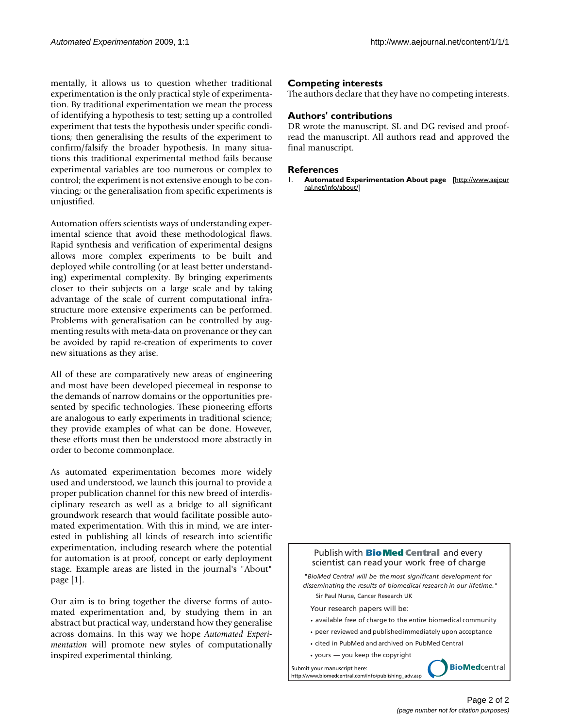mentally, it allows us to question whether traditional experimentation is the only practical style of experimentation. By traditional experimentation we mean the process of identifying a hypothesis to test; setting up a controlled experiment that tests the hypothesis under specific conditions; then generalising the results of the experiment to confirm/falsify the broader hypothesis. In many situations this traditional experimental method fails because experimental variables are too numerous or complex to control; the experiment is not extensive enough to be convincing; or the generalisation from specific experiments is unjustified.

Automation offers scientists ways of understanding experimental science that avoid these methodological flaws. Rapid synthesis and verification of experimental designs allows more complex experiments to be built and deployed while controlling (or at least better understanding) experimental complexity. By bringing experiments closer to their subjects on a large scale and by taking advantage of the scale of current computational infrastructure more extensive experiments can be performed. Problems with generalisation can be controlled by augmenting results with meta-data on provenance or they can be avoided by rapid re-creation of experiments to cover new situations as they arise.

All of these are comparatively new areas of engineering and most have been developed piecemeal in response to the demands of narrow domains or the opportunities presented by specific technologies. These pioneering efforts are analogous to early experiments in traditional science; they provide examples of what can be done. However, these efforts must then be understood more abstractly in order to become commonplace.

As automated experimentation becomes more widely used and understood, we launch this journal to provide a proper publication channel for this new breed of interdisciplinary research as well as a bridge to all significant groundwork research that would facilitate possible automated experimentation. With this in mind, we are interested in publishing all kinds of research into scientific experimentation, including research where the potential for automation is at proof, concept or early deployment stage. Example areas are listed in the journal's "About" page [1].

Our aim is to bring together the diverse forms of automated experimentation and, by studying them in an abstract but practical way, understand how they generalise across domains. In this way we hope *Automated Experimentation* will promote new styles of computationally inspired experimental thinking.

## Competing interests

The authors declare that they have no competing interests.

## Authors' contributions

DR wrote the manuscript. SL and DG revised and proofread the manuscript. All authors read and approved the final manuscript.

## References

1. **Automated Experimentation About page** [http://www.aejournal.net/info/about/]

Publish with **BioMed Central** and every scientist can read your work free of charge

*"BioMed Central will be the most significant development for disseminating the results of biomedical research in our lifetime."*
Sir Paul Nurse, Cancer Research UK

Your research papers will be:

- available free of charge to the entire biomedical community
- peer reviewed and published immediately upon acceptance
- cited in PubMed and archived on PubMed Central
- yours — you keep the copyright

Submit your manuscript here:
http://www.biomedcentral.com/info/publishing_adv.asp

BioMedcentral